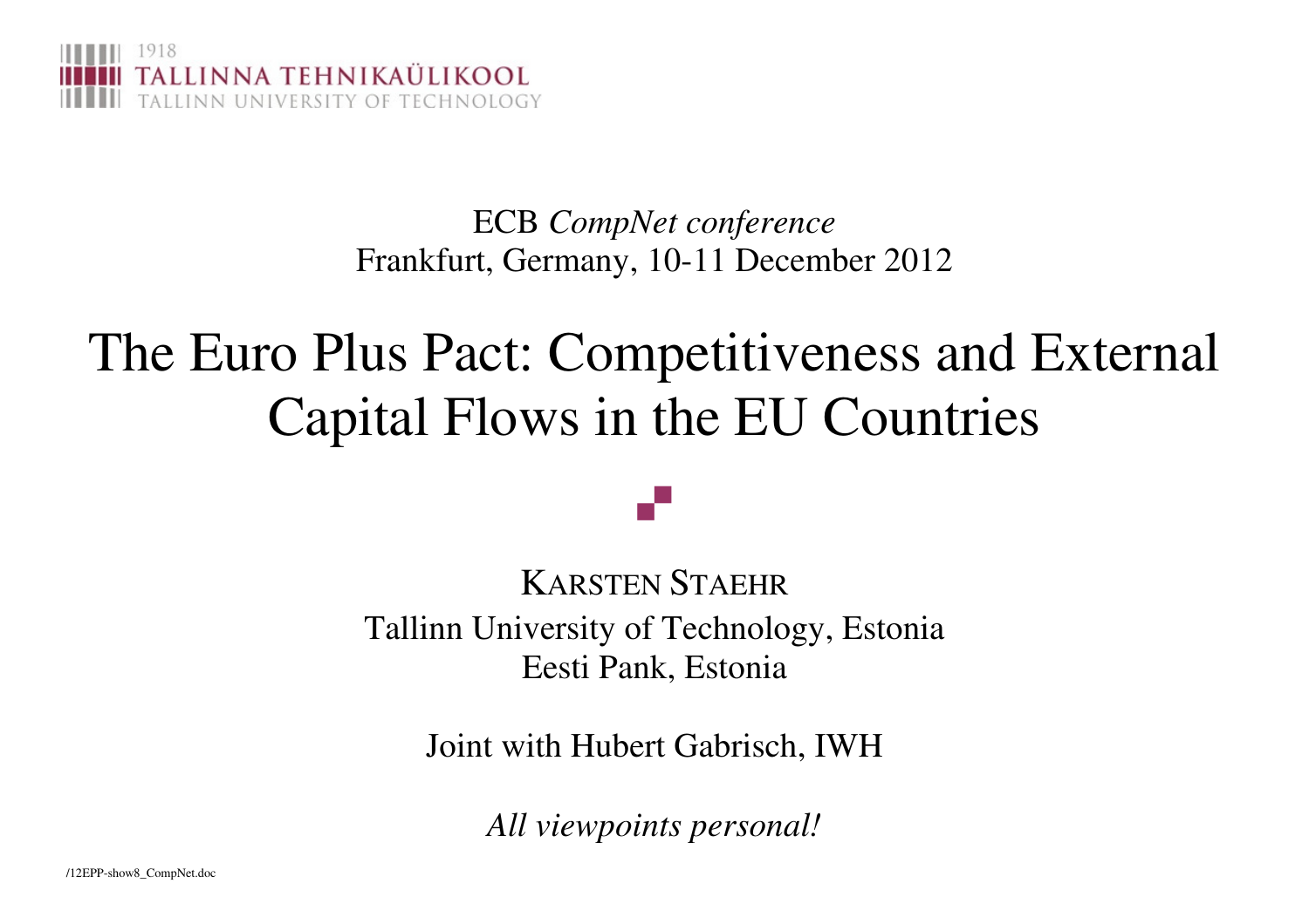1918
TALLINNA TEHNIKAÜLIKOOL
TALLINN UNIVERSITY OF TECHNOLOGY

ECB *CompNet conference*
Frankfurt, Germany, 10-11 December 2012

# The Euro Plus Pact: Competitiveness and External Capital Flows in the EU Countries

KARSTEN STAEHR
Tallinn University of Technology, Estonia
Eesti Pank, Estonia

Joint with Hubert Gabrisch, IWH

*All viewpoints personal!*

/12EPP-show8_CompNet.doc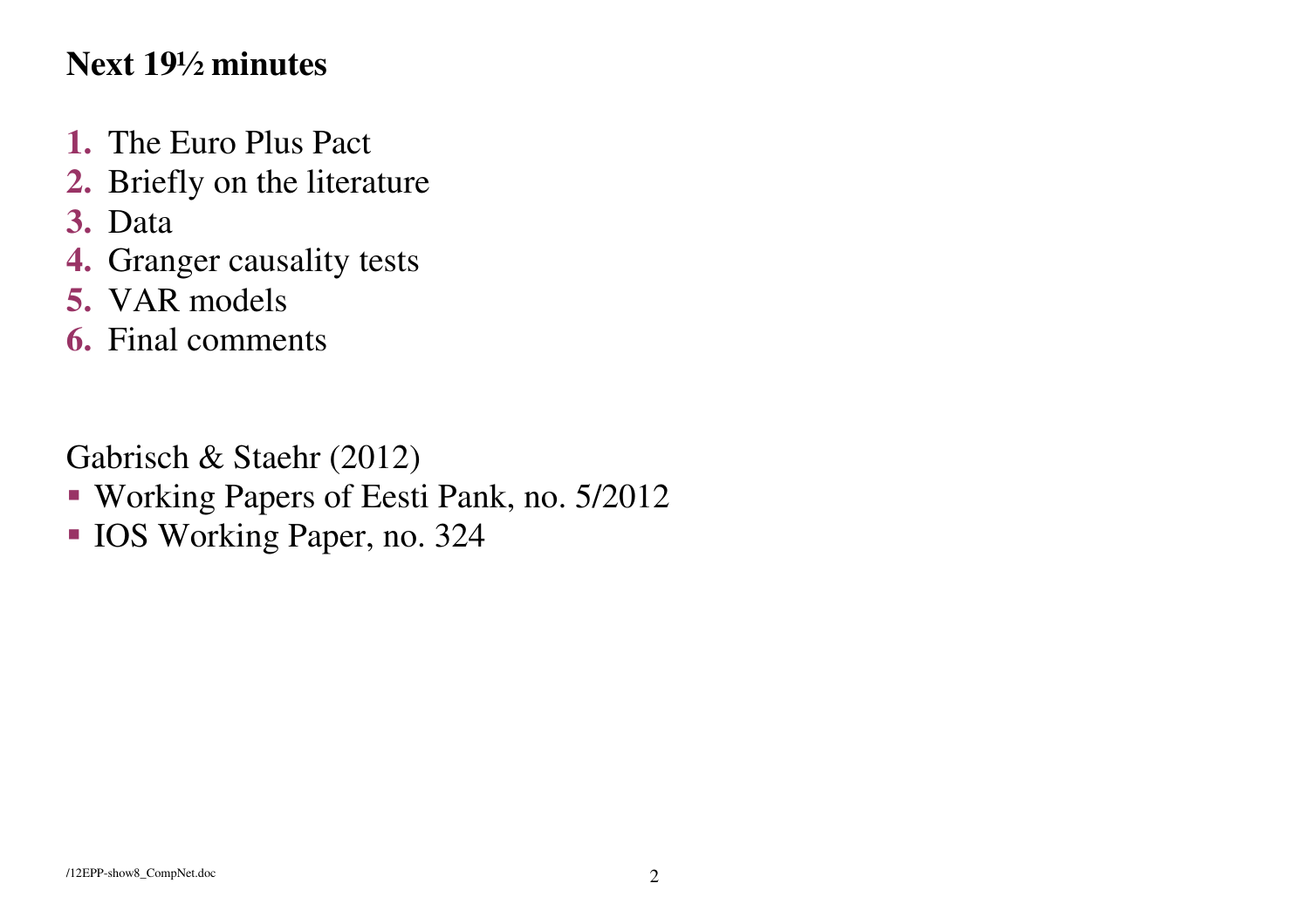## Next 19½ minutes

1. The Euro Plus Pact
2. Briefly on the literature
3. Data
4. Granger causality tests
5. VAR models
6. Final comments

Gabrisch & Staehr (2012)

- Working Papers of Eesti Pank, no. 5/2012
- IOS Working Paper, no. 324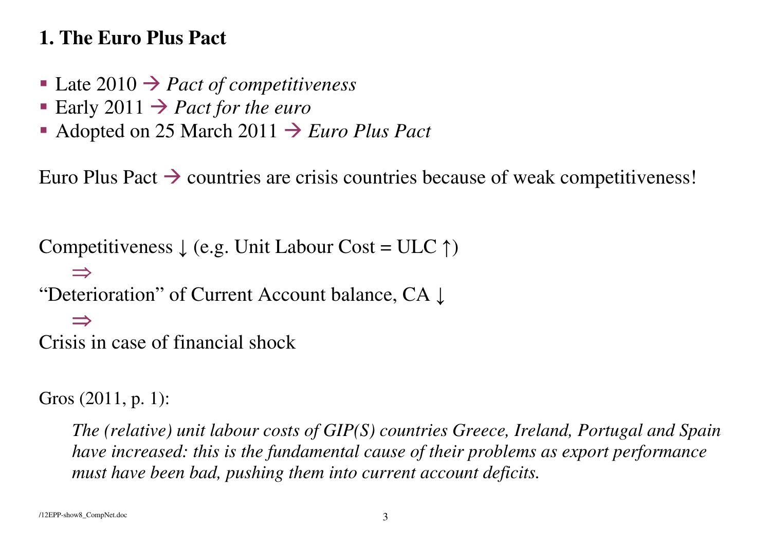## 1. The Euro Plus Pact

- Late 2010 → *Pact of competitiveness*
- Early 2011 → *Pact for the euro*
- Adopted on 25 March 2011 → *Euro Plus Pact*

Euro Plus Pact → countries are crisis countries because of weak competitiveness!

Competitiveness ↓ (e.g. Unit Labour Cost = ULC ↑)

$\Rightarrow$

"Deterioration" of Current Account balance, CA ↓

$\Rightarrow$

Crisis in case of financial shock

Gros (2011, p. 1):

> *The (relative) unit labour costs of GIP(S) countries Greece, Ireland, Portugal and Spain have increased: this is the fundamental cause of their problems as export performance must have been bad, pushing them into current account deficits.*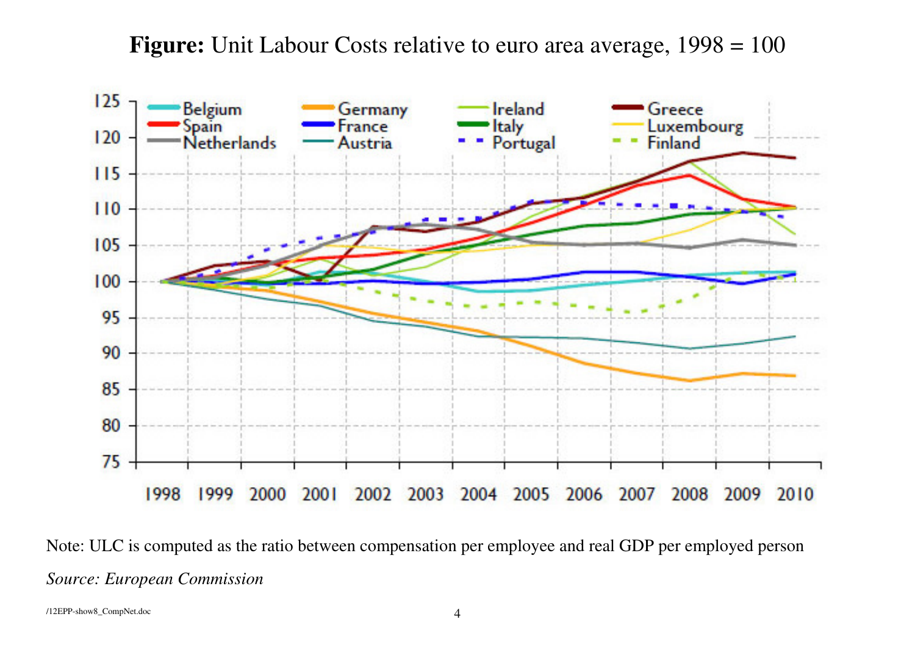**Figure:** Unit Labour Costs relative to euro area average, 1998 = 100

Note: ULC is computed as the ratio between compensation per employee and real GDP per employed person

*Source: European Commission*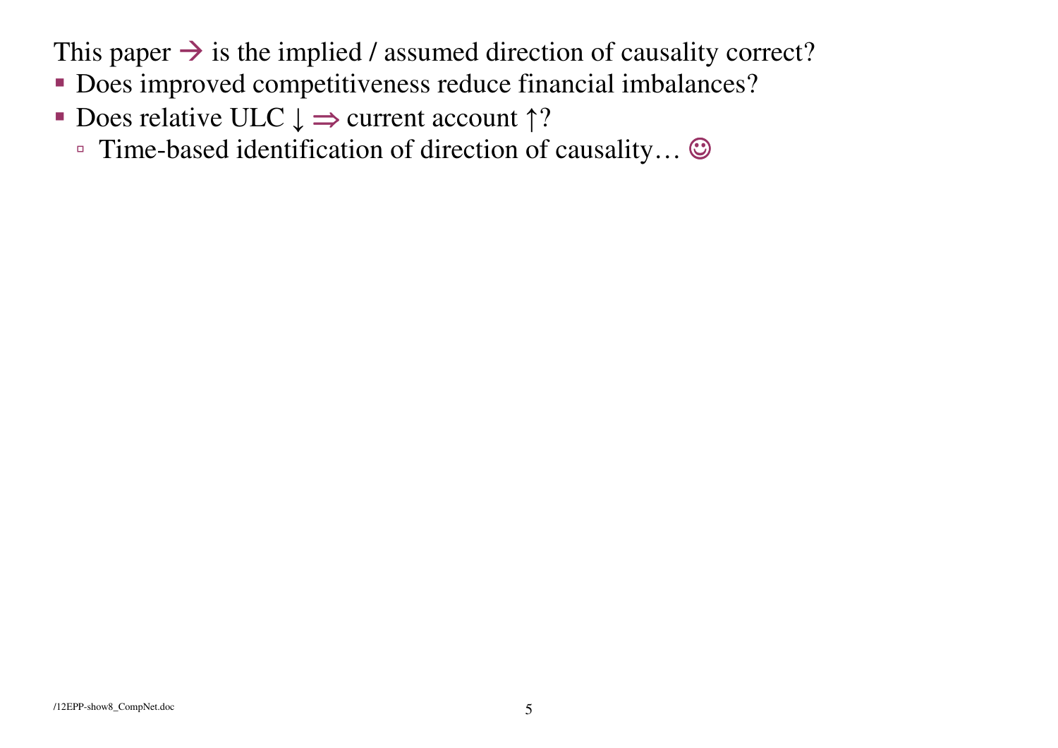This paper → is the implied / assumed direction of causality correct?

- Does improved competitiveness reduce financial imbalances?
- Does relative ULC ↓ ⇒ current account ↑?
  - Time-based identification of direction of causality… ☺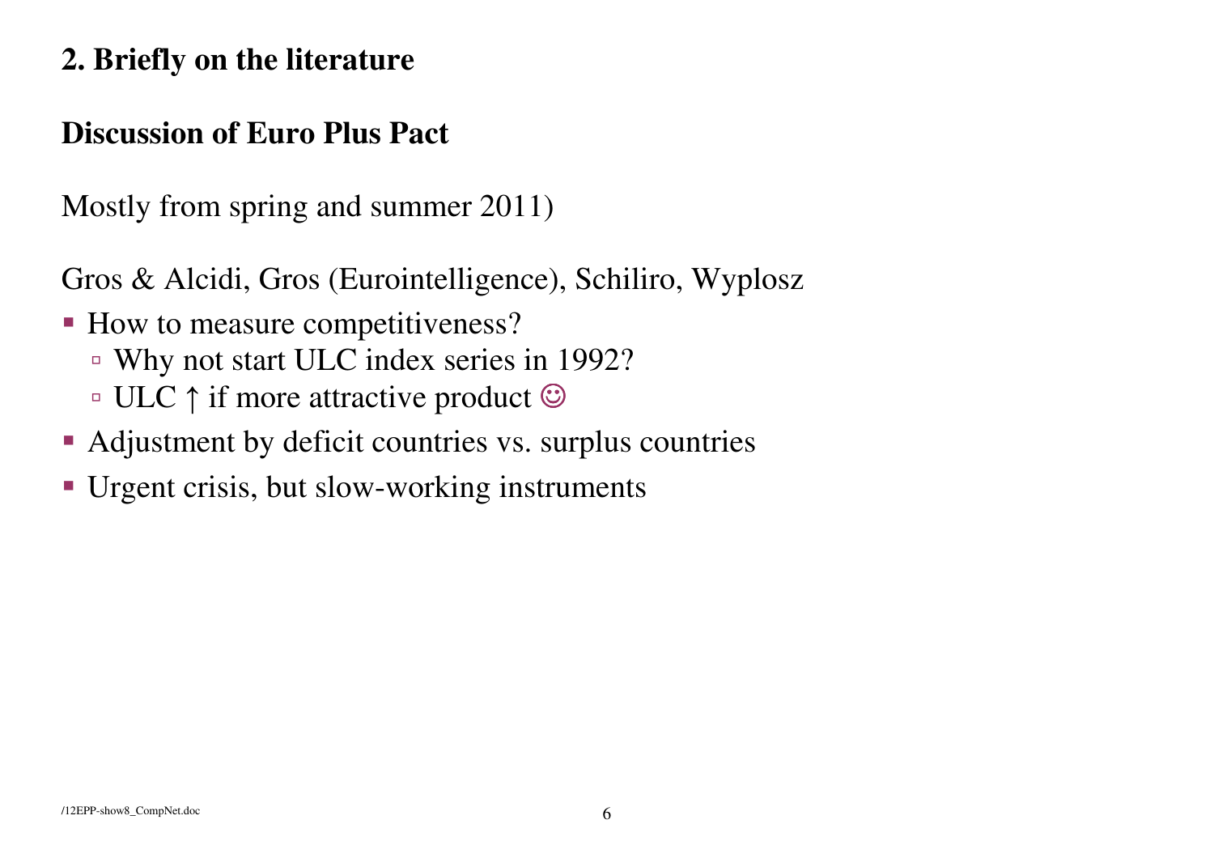## 2. Briefly on the literature

### Discussion of Euro Plus Pact

Mostly from spring and summer 2011)

Gros & Alcidi, Gros (Eurointelligence), Schiliro, Wyplosz

- How to measure competitiveness?
  - Why not start ULC index series in 1992?
  - ULC ↑ if more attractive product ☺
- Adjustment by deficit countries vs. surplus countries
- Urgent crisis, but slow-working instruments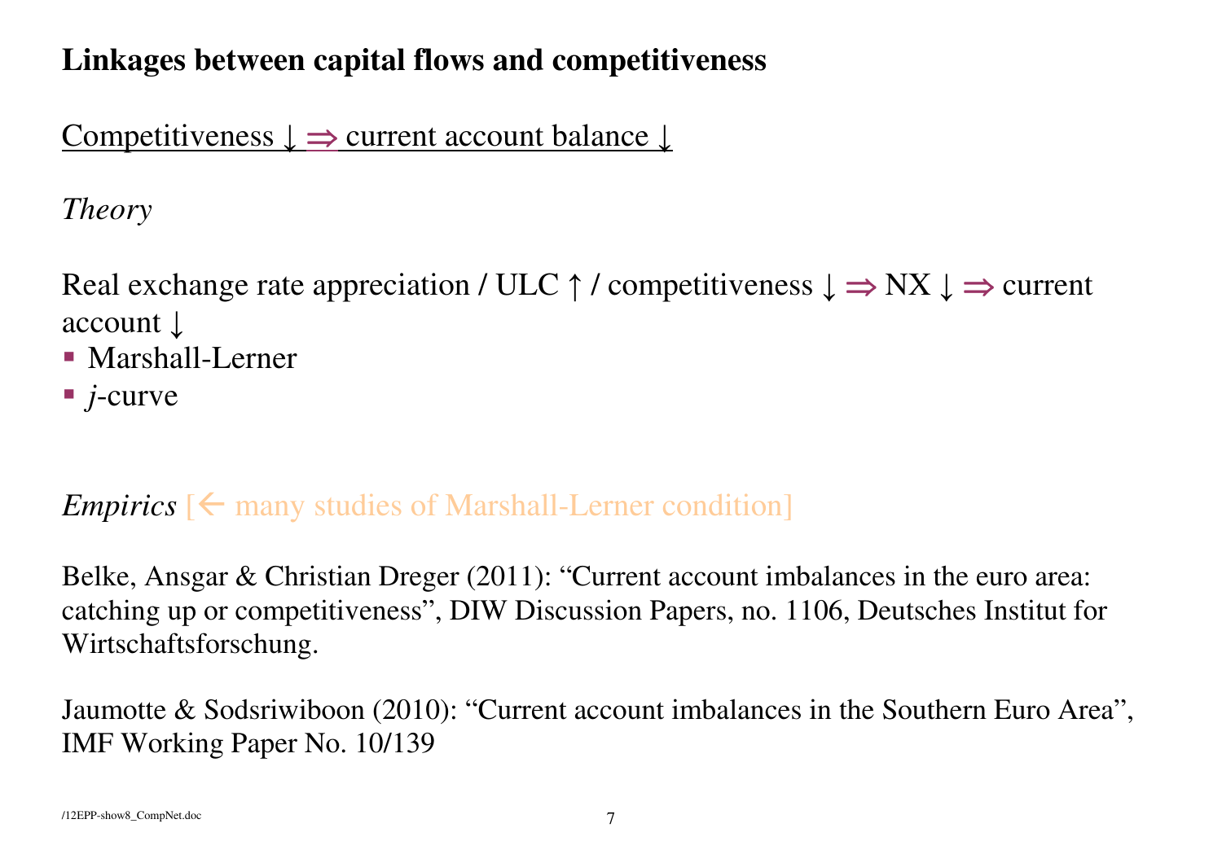## Linkages between capital flows and competitiveness

Competitiveness ↓ ⇒ current account balance ↓

*Theory*

Real exchange rate appreciation / ULC ↑ / competitiveness ↓ ⇒ NX ↓ ⇒ current account ↓

- Marshall-Lerner
- *j*-curve

*Empirics* [← many studies of Marshall-Lerner condition]

Belke, Ansgar & Christian Dreger (2011): “Current account imbalances in the euro area: catching up or competitiveness”, DIW Discussion Papers, no. 1106, Deutsches Institut for Wirtschaftsforschung.

Jaumotte & Sodsriwiboon (2010): “Current account imbalances in the Southern Euro Area”, IMF Working Paper No. 10/139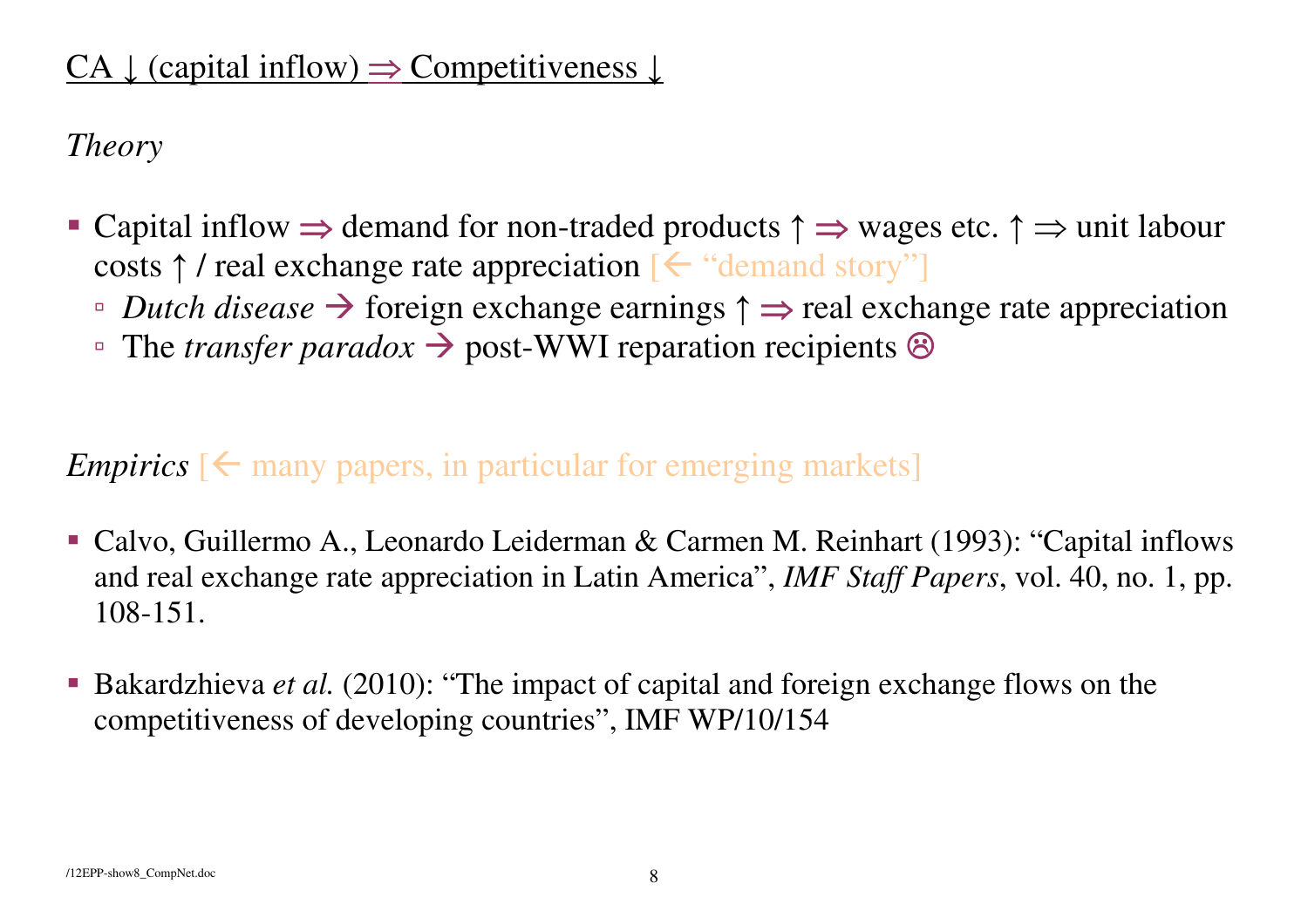<u>CA ↓ (capital inflow) ⇒ Competitiveness ↓</u>

*Theory*

- Capital inflow ⇒ demand for non-traded products ↑ ⇒ wages etc. ↑ ⇒ unit labour costs ↑ / real exchange rate appreciation [← "demand story"]
  - *Dutch disease* → foreign exchange earnings ↑ ⇒ real exchange rate appreciation
  - The *transfer paradox* → post-WWI reparation recipients ☹

*Empirics* [← many papers, in particular for emerging markets]

- Calvo, Guillermo A., Leonardo Leiderman & Carmen M. Reinhart (1993): "Capital inflows and real exchange rate appreciation in Latin America", *IMF Staff Papers*, vol. 40, no. 1, pp. 108-151.

- Bakardzhieva *et al.* (2010): "The impact of capital and foreign exchange flows on the competitiveness of developing countries", IMF WP/10/154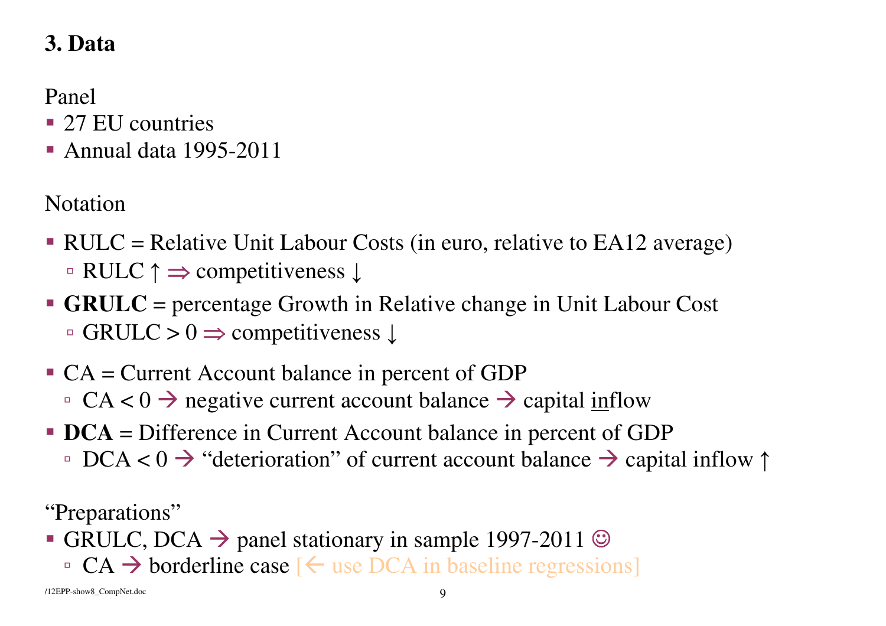### 3. Data

Panel

- 27 EU countries
- Annual data 1995-2011

Notation

- RULC = Relative Unit Labour Costs (in euro, relative to EA12 average)
  - RULC ↑ ⇒ competitiveness ↓
- **GRULC** = percentage Growth in Relative change in Unit Labour Cost
  - GRULC > 0 ⇒ competitiveness ↓
- CA = Current Account balance in percent of GDP
  - CA < 0 → negative current account balance → capital <u>in</u>flow
- **DCA** = Difference in Current Account balance in percent of GDP
  - DCA < 0 → "deterioration" of current account balance → capital inflow ↑

"Preparations"

- GRULC, DCA → panel stationary in sample 1997-2011 ☺
  - CA → borderline case [← use DCA in baseline regressions]

/12EPP-show8_CompNet.doc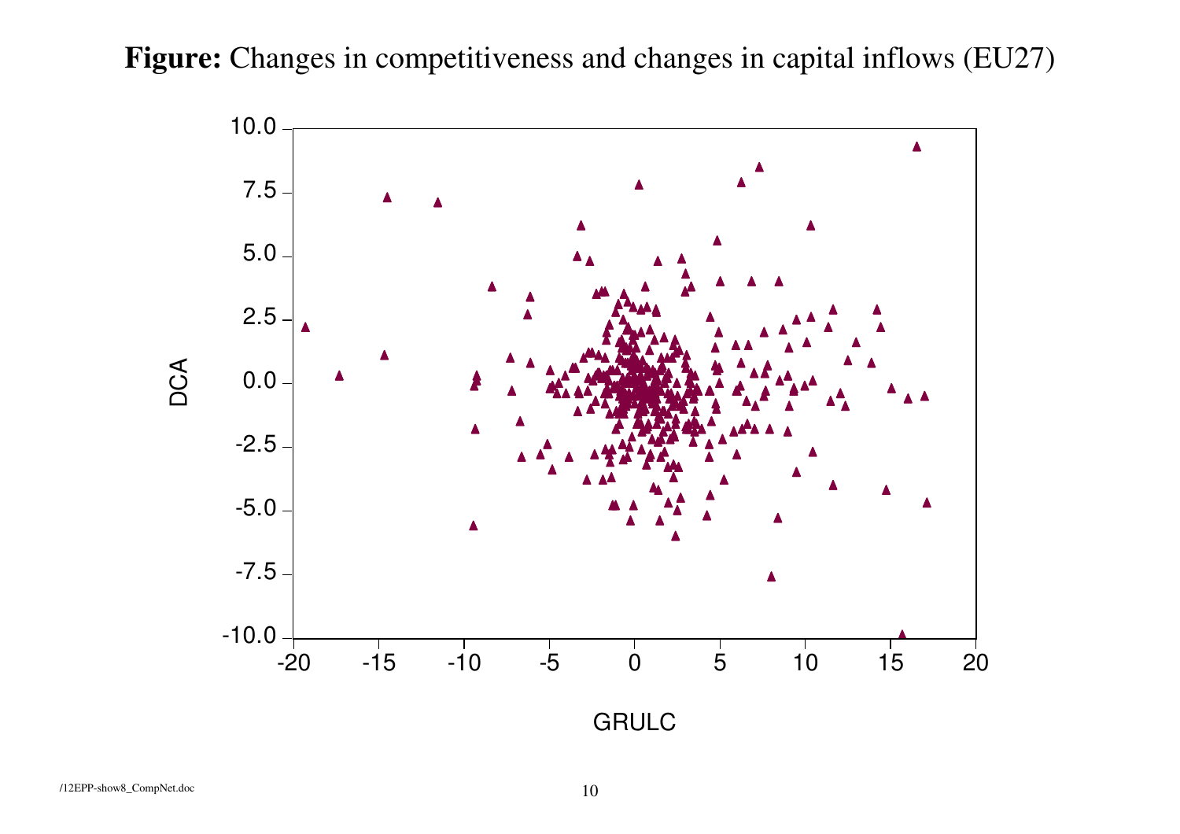**Figure:** Changes in competitiveness and changes in capital inflows (EU27)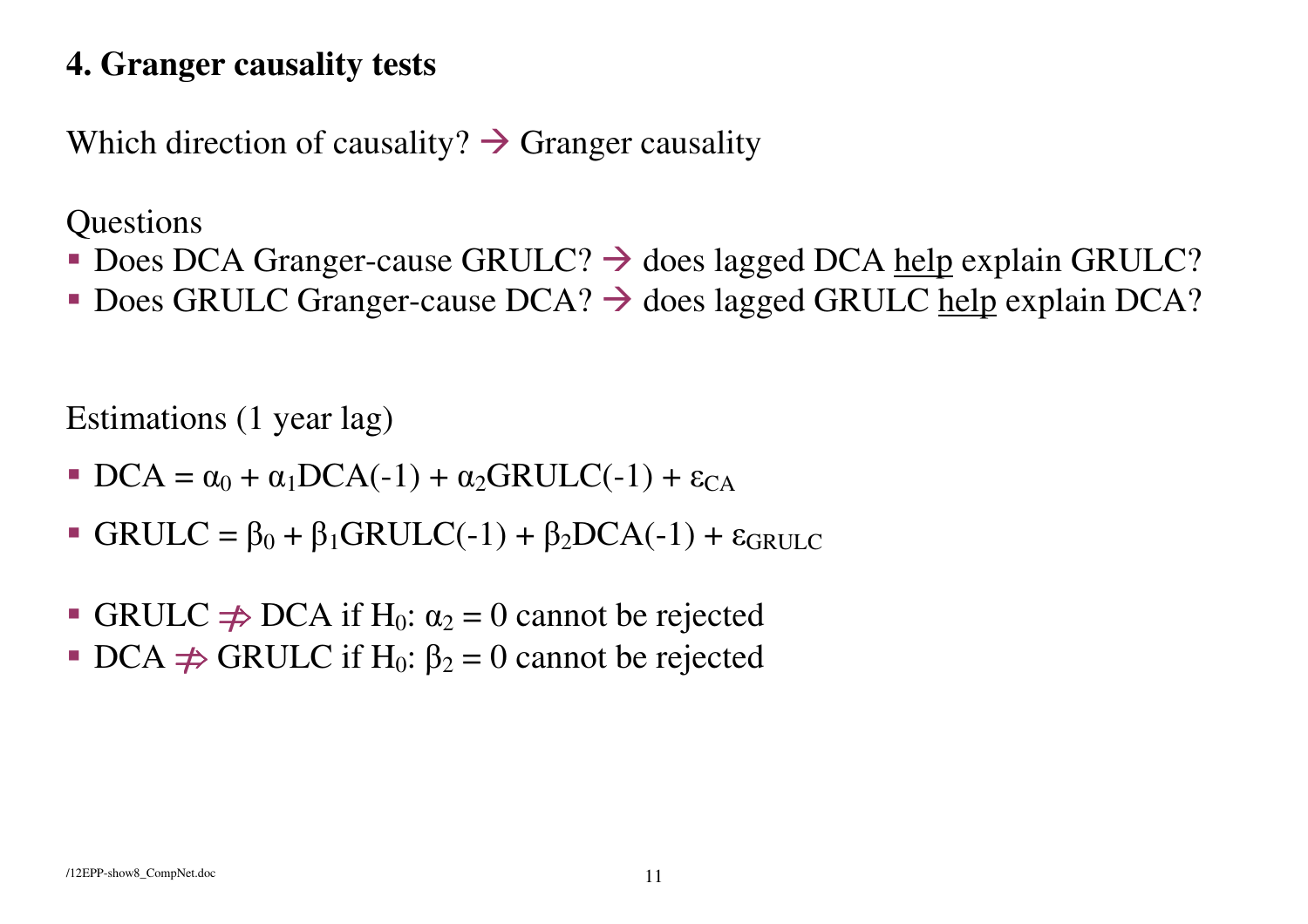## 4. Granger causality tests

Which direction of causality? → Granger causality

Questions

- Does DCA Granger-cause GRULC? → does lagged DCA <u>help</u> explain GRULC?
- Does GRULC Granger-cause DCA? → does lagged GRULC <u>help</u> explain DCA?

Estimations (1 year lag)

- $DCA = \alpha_0 + \alpha_1 DCA(-1) + \alpha_2 GRULC(-1) + \varepsilon_{CA}$
- $GRULC = \beta_0 + \beta_1 GRULC(-1) + \beta_2 DCA(-1) + \varepsilon_{GRULC}$

- GRULC $\not\Rightarrow$ DCA if $H_0$: $\alpha_2 = 0$ cannot be rejected
- DCA $\not\Rightarrow$ GRULC if $H_0$: $\beta_2 = 0$ cannot be rejected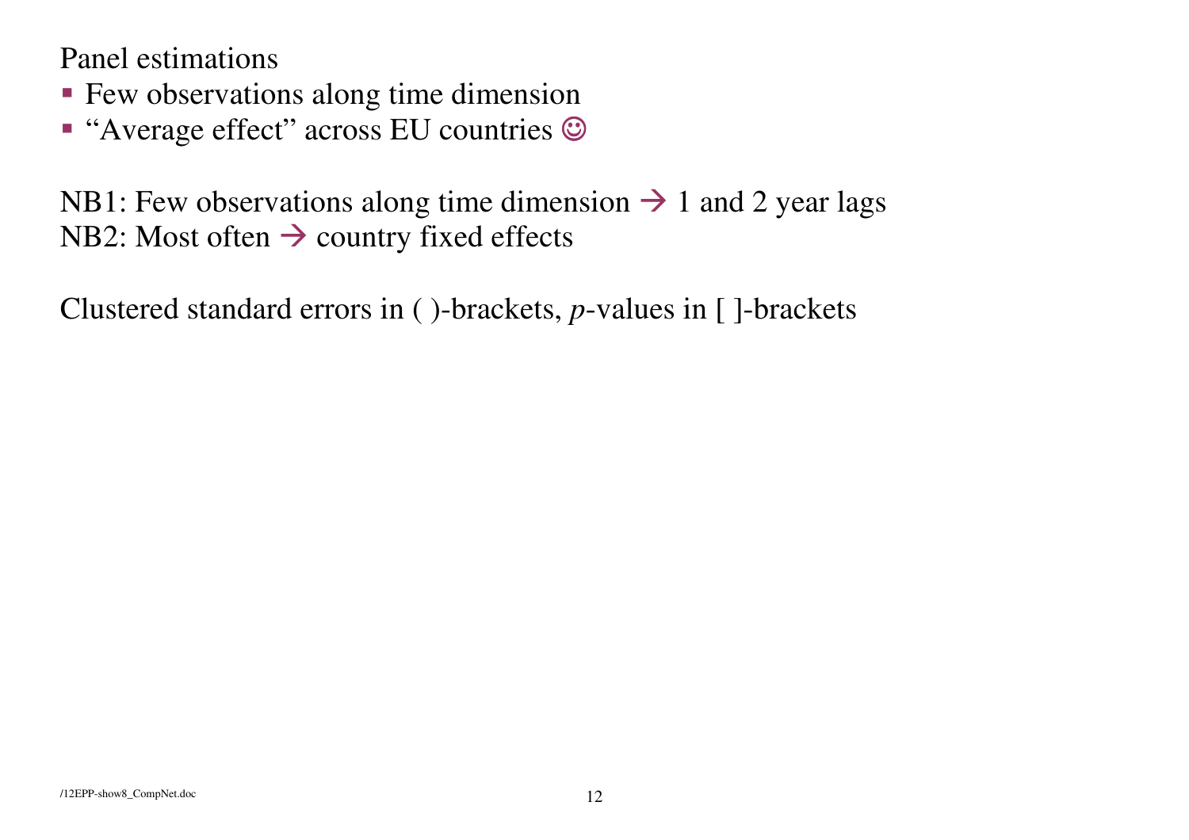Panel estimations

- Few observations along time dimension
- “Average effect” across EU countries ☺

NB1: Few observations along time dimension → 1 and 2 year lags
NB2: Most often → country fixed effects

Clustered standard errors in ( )-brackets, *p*-values in [ ]-brackets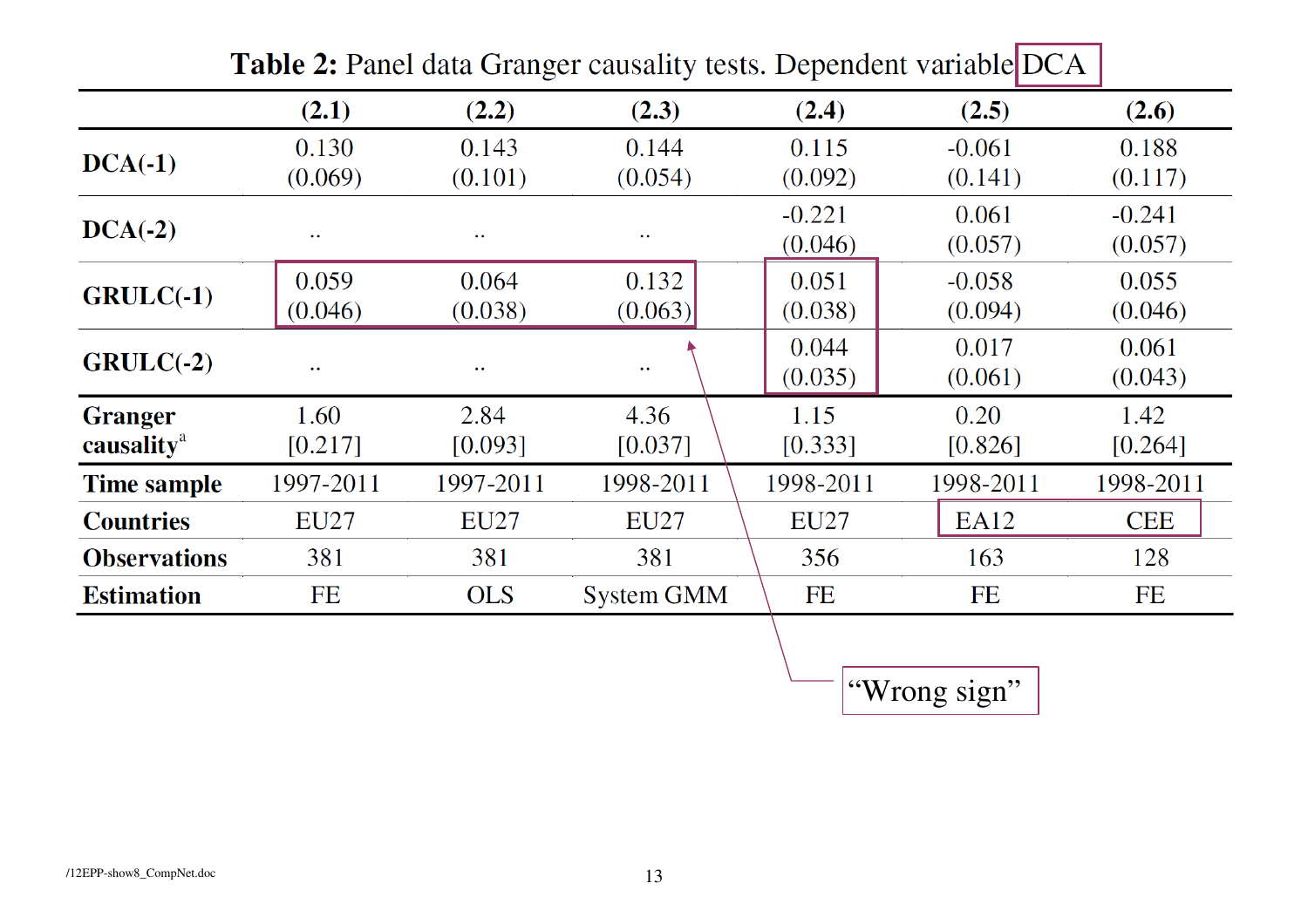**Table 2:** Panel data Granger causality tests. Dependent variable DCA

| | (2.1) | (2.2) | (2.3) | (2.4) | (2.5) | (2.6) |
|---|---|---|---|---|---|---|
| **DCA(-1)** | 0.130<br>(0.069) | 0.143<br>(0.101) | 0.144<br>(0.054) | 0.115<br>(0.092) | -0.061<br>(0.141) | 0.188<br>(0.117) |
| **DCA(-2)** | .. | .. | .. | -0.221<br>(0.046) | 0.061<br>(0.057) | -0.241<br>(0.057) |
| **GRULC(-1)** | 0.059<br>(0.046) | 0.064<br>(0.038) | 0.132<br>(0.063) | 0.051<br>(0.038) | -0.058<br>(0.094) | 0.055<br>(0.046) |
| **GRULC(-2)** | .. | .. | .. | 0.044<br>(0.035) | 0.017<br>(0.061) | 0.061<br>(0.043) |
| **Granger causality**[a] | 1.60<br>[0.217] | 2.84<br>[0.093] | 4.36<br>[0.037] | 1.15<br>[0.333] | 0.20<br>[0.826] | 1.42<br>[0.264] |
| **Time sample** | 1997-2011 | 1997-2011 | 1998-2011 | 1998-2011 | 1998-2011 | 1998-2011 |
| **Countries** | EU27 | EU27 | EU27 | EU27 | EA12 | CEE |
| **Observations** | 381 | 381 | 381 | 356 | 163 | 128 |
| **Estimation** | FE | OLS | System GMM | FE | FE | FE |

"Wrong sign"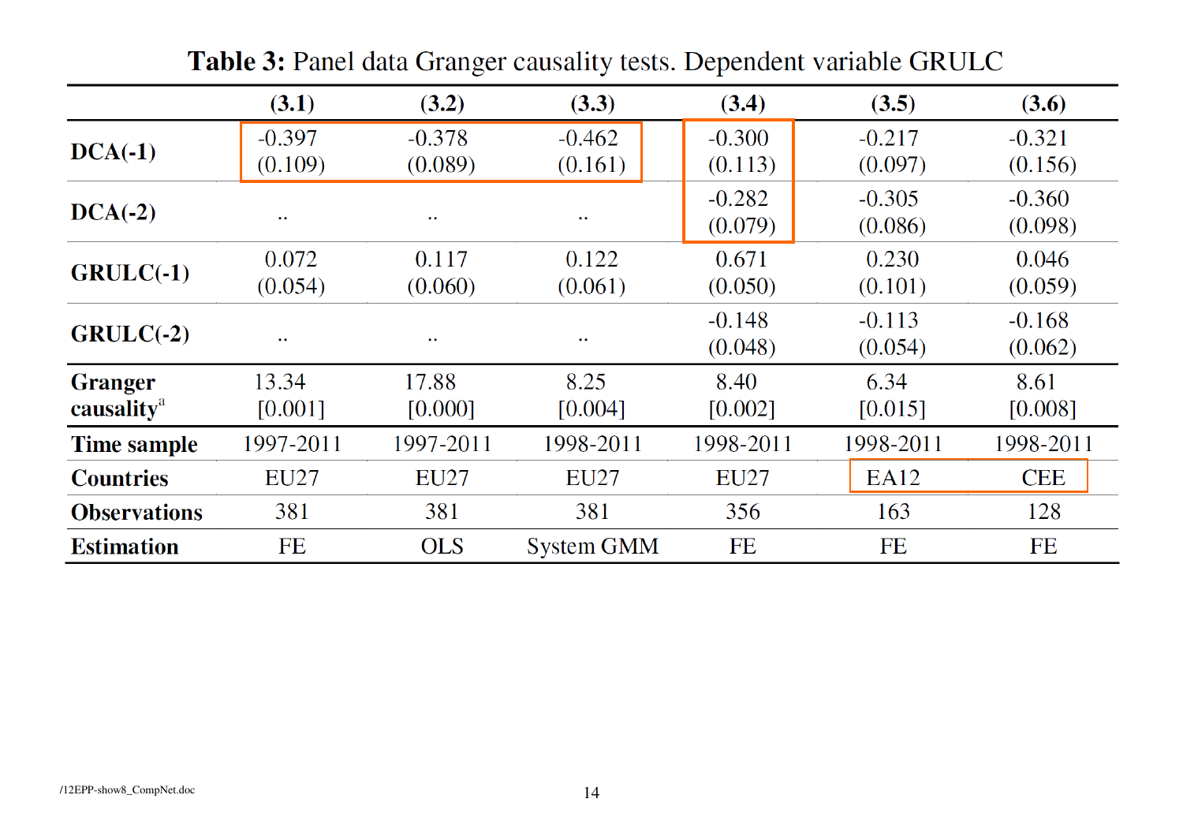**Table 3:** Panel data Granger causality tests. Dependent variable GRULC

| | (3.1) | (3.2) | (3.3) | (3.4) | (3.5) | (3.6) |
|---|---|---|---|---|---|---|
| **DCA(-1)** | -0.397<br>(0.109) | -0.378<br>(0.089) | -0.462<br>(0.161) | -0.300<br>(0.113) | -0.217<br>(0.097) | -0.321<br>(0.156) |
| **DCA(-2)** | .. | .. | .. | -0.282<br>(0.079) | -0.305<br>(0.086) | -0.360<br>(0.098) |
| **GRULC(-1)** | 0.072<br>(0.054) | 0.117<br>(0.060) | 0.122<br>(0.061) | 0.671<br>(0.050) | 0.230<br>(0.101) | 0.046<br>(0.059) |
| **GRULC(-2)** | .. | .. | .. | -0.148<br>(0.048) | -0.113<br>(0.054) | -0.168<br>(0.062) |
| **Granger causality**[a] | 13.34<br>[0.001] | 17.88<br>[0.000] | 8.25<br>[0.004] | 8.40<br>[0.002] | 6.34<br>[0.015] | 8.61<br>[0.008] |
| **Time sample** | 1997-2011 | 1997-2011 | 1998-2011 | 1998-2011 | 1998-2011 | 1998-2011 |
| **Countries** | EU27 | EU27 | EU27 | EU27 | EA12 | CEE |
| **Observations** | 381 | 381 | 381 | 356 | 163 | 128 |
| **Estimation** | FE | OLS | System GMM | FE | FE | FE |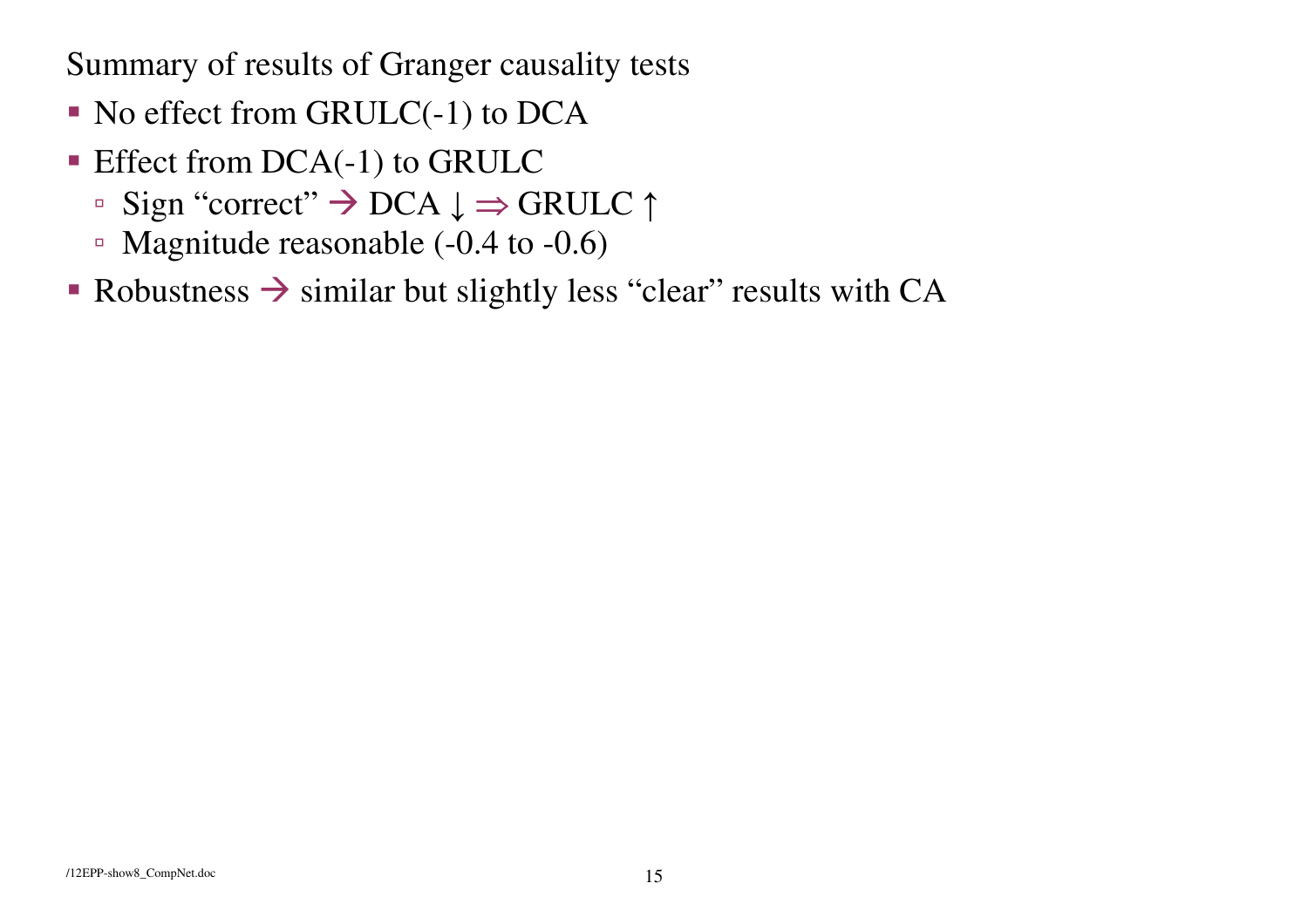Summary of results of Granger causality tests

- No effect from GRULC(-1) to DCA
- Effect from DCA(-1) to GRULC
  - Sign "correct" → DCA ↓ ⇒ GRULC ↑
  - Magnitude reasonable (-0.4 to -0.6)
- Robustness → similar but slightly less "clear" results with CA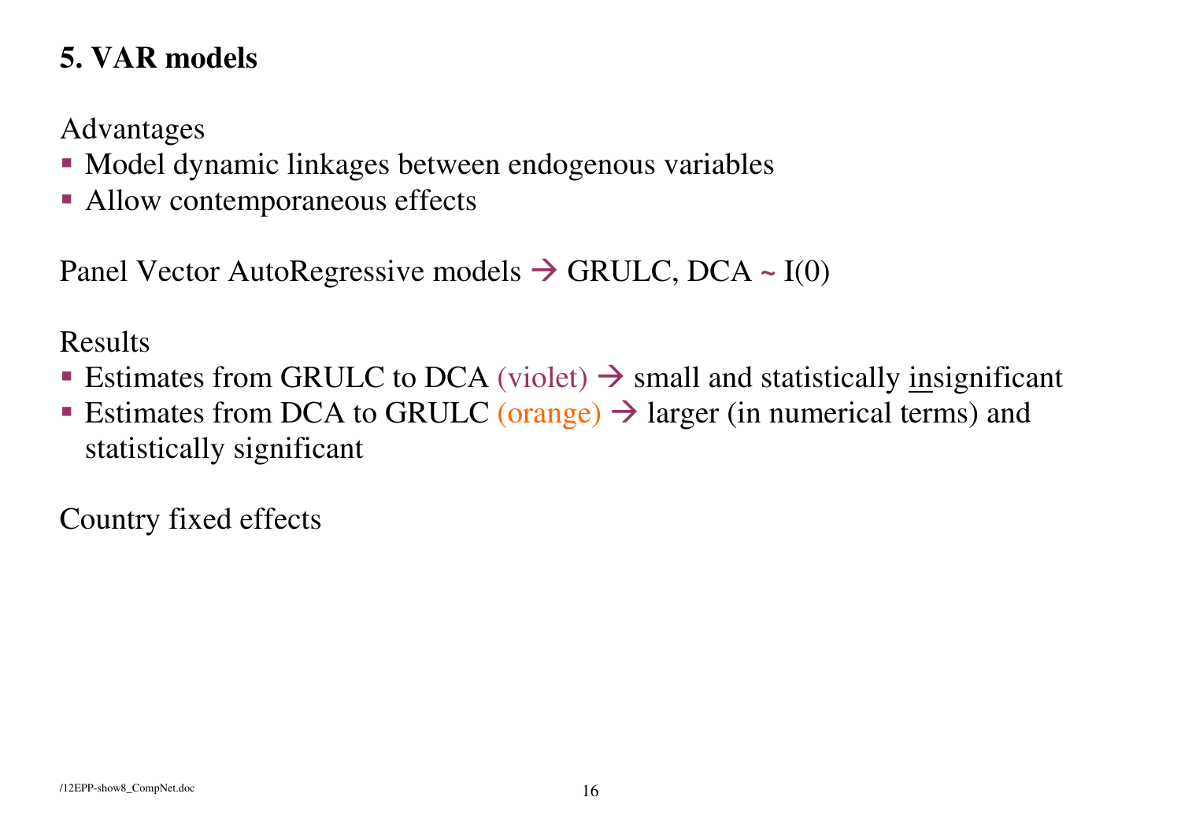## 5. VAR models

Advantages

- Model dynamic linkages between endogenous variables
- Allow contemporaneous effects

Panel Vector AutoRegressive models → GRULC, DCA ~ I(0)

Results

- Estimates from GRULC to DCA (violet) → small and statistically <u>in</u>significant
- Estimates from DCA to GRULC (orange) → larger (in numerical terms) and statistically significant

Country fixed effects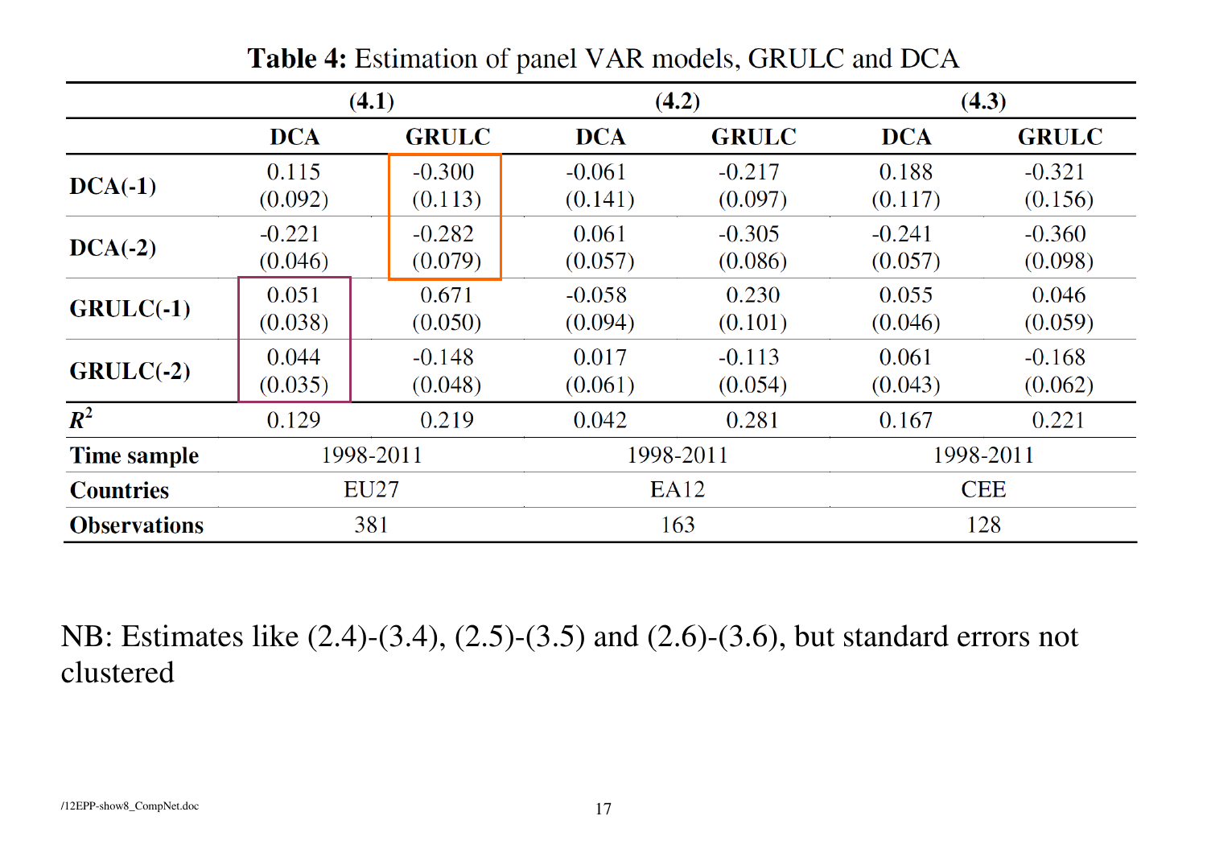**Table 4:** Estimation of panel VAR models, GRULC and DCA

| | (4.1) | | (4.2) | | (4.3) | |
|---|---|---|---|---|---|---|
| | **DCA** | **GRULC** | **DCA** | **GRULC** | **DCA** | **GRULC** |
| **DCA(-1)** | 0.115 (0.092) | -0.300 (0.113) | -0.061 (0.141) | -0.217 (0.097) | 0.188 (0.117) | -0.321 (0.156) |
| **DCA(-2)** | -0.221 (0.046) | -0.282 (0.079) | 0.061 (0.057) | -0.305 (0.086) | -0.241 (0.057) | -0.360 (0.098) |
| **GRULC(-1)** | 0.051 (0.038) | 0.671 (0.050) | -0.058 (0.094) | 0.230 (0.101) | 0.055 (0.046) | 0.046 (0.059) |
| **GRULC(-2)** | 0.044 (0.035) | -0.148 (0.048) | 0.017 (0.061) | -0.113 (0.054) | 0.061 (0.043) | -0.168 (0.062) |
| $R^2$ | 0.129 | 0.219 | 0.042 | 0.281 | 0.167 | 0.221 |
| **Time sample** | 1998-2011 | | 1998-2011 | | 1998-2011 | |
| **Countries** | EU27 | | EA12 | | CEE | |
| **Observations** | 381 | | 163 | | 128 | |

NB: Estimates like (2.4)-(3.4), (2.5)-(3.5) and (2.6)-(3.6), but standard errors not clustered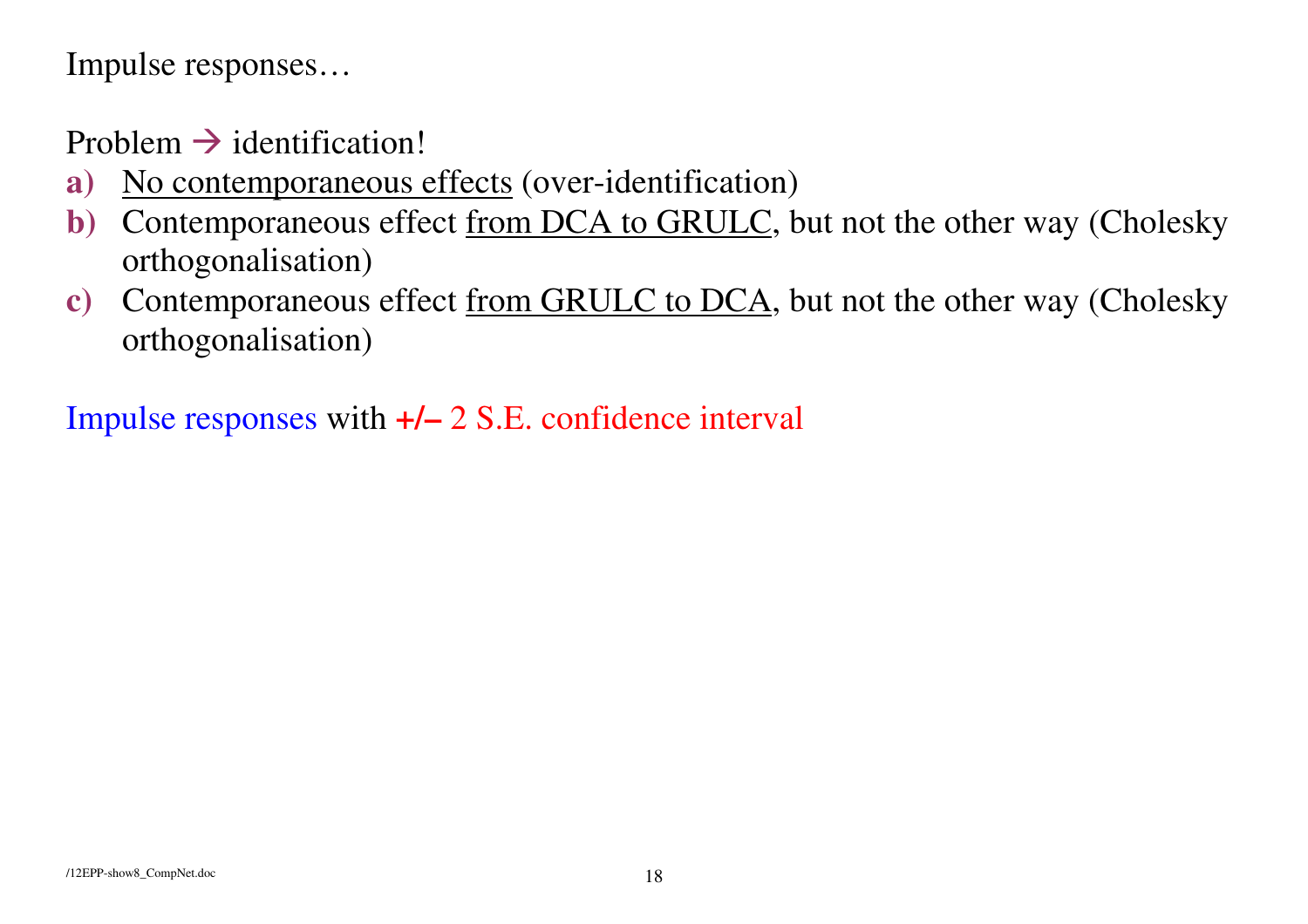Impulse responses…

Problem → identification!

- **a)** No contemporaneous effects (over-identification)
- **b)** Contemporaneous effect from DCA to GRULC, but not the other way (Cholesky orthogonalisation)
- **c)** Contemporaneous effect from GRULC to DCA, but not the other way (Cholesky orthogonalisation)

Impulse responses with **+/–** 2 S.E. confidence interval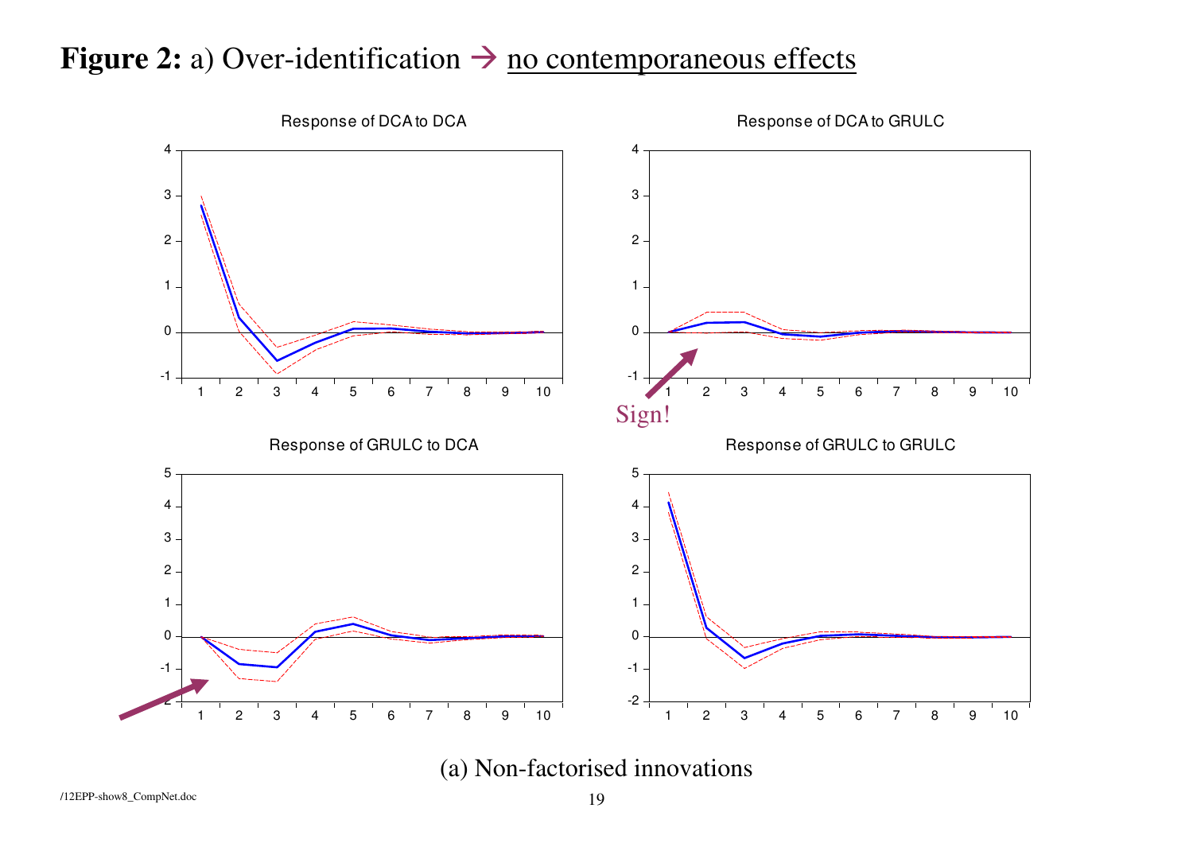**Figure 2:** a) Over-identification → no contemporaneous effects

Response of DCA to DCA

Response of DCA to GRULC

Sign!

Response of GRULC to DCA

Response of GRULC to GRULC

(a) Non-factorised innovations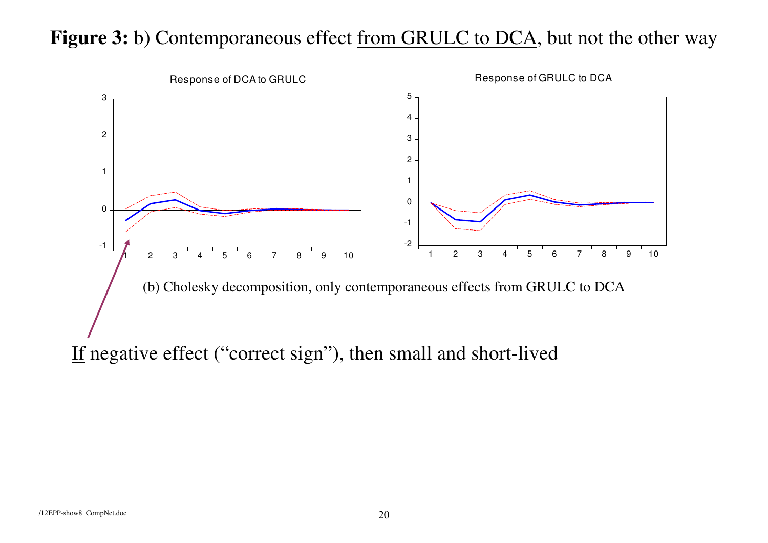**Figure 3:** b) Contemporaneous effect <u>from GRULC to DCA</u>, but not the other way

Response of DCA to GRULC

Response of GRULC to DCA

(b) Cholesky decomposition, only contemporaneous effects from GRULC to DCA

<u>If</u> negative effect (“correct sign”), then small and short-lived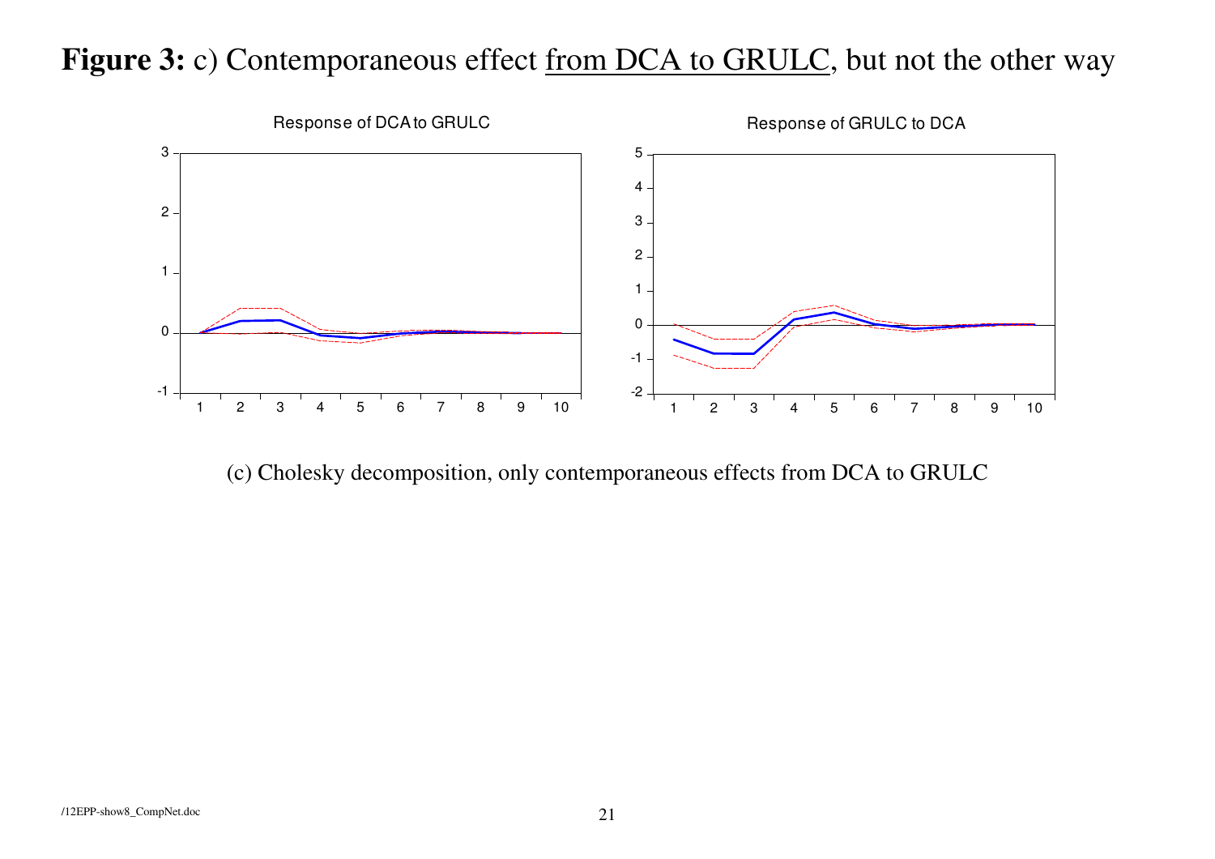**Figure 3:** c) Contemporaneous effect from DCA to GRULC, but not the other way

Response of DCA to GRULC

Response of GRULC to DCA

(c) Cholesky decomposition, only contemporaneous effects from DCA to GRULC

/12EPP-show8_CompNet.doc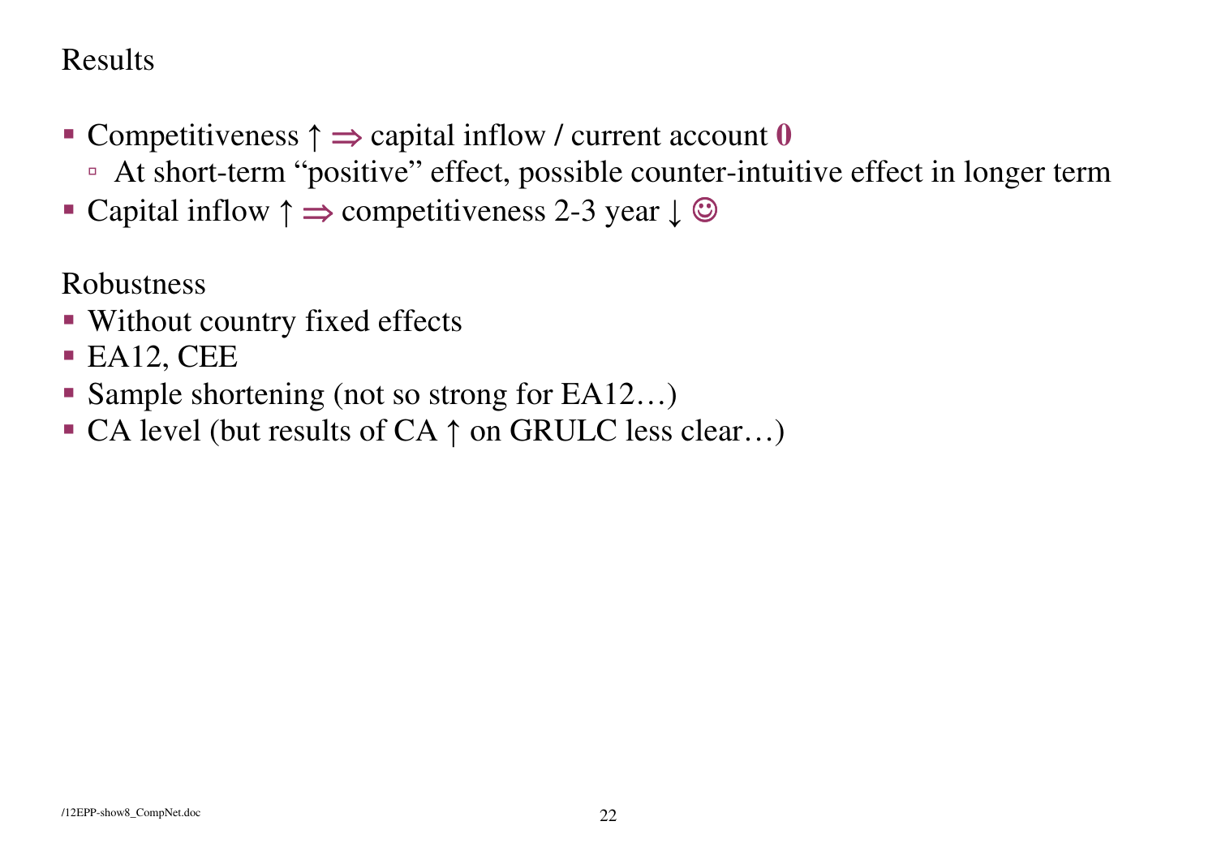## Results

- Competitiveness ↑ ⇒ capital inflow / current account **0**
  - At short-term "positive" effect, possible counter-intuitive effect in longer term
- Capital inflow ↑ ⇒ competitiveness 2-3 year ↓ ☺

## Robustness

- Without country fixed effects
- EA12, CEE
- Sample shortening (not so strong for EA12…)
- CA level (but results of CA ↑ on GRULC less clear…)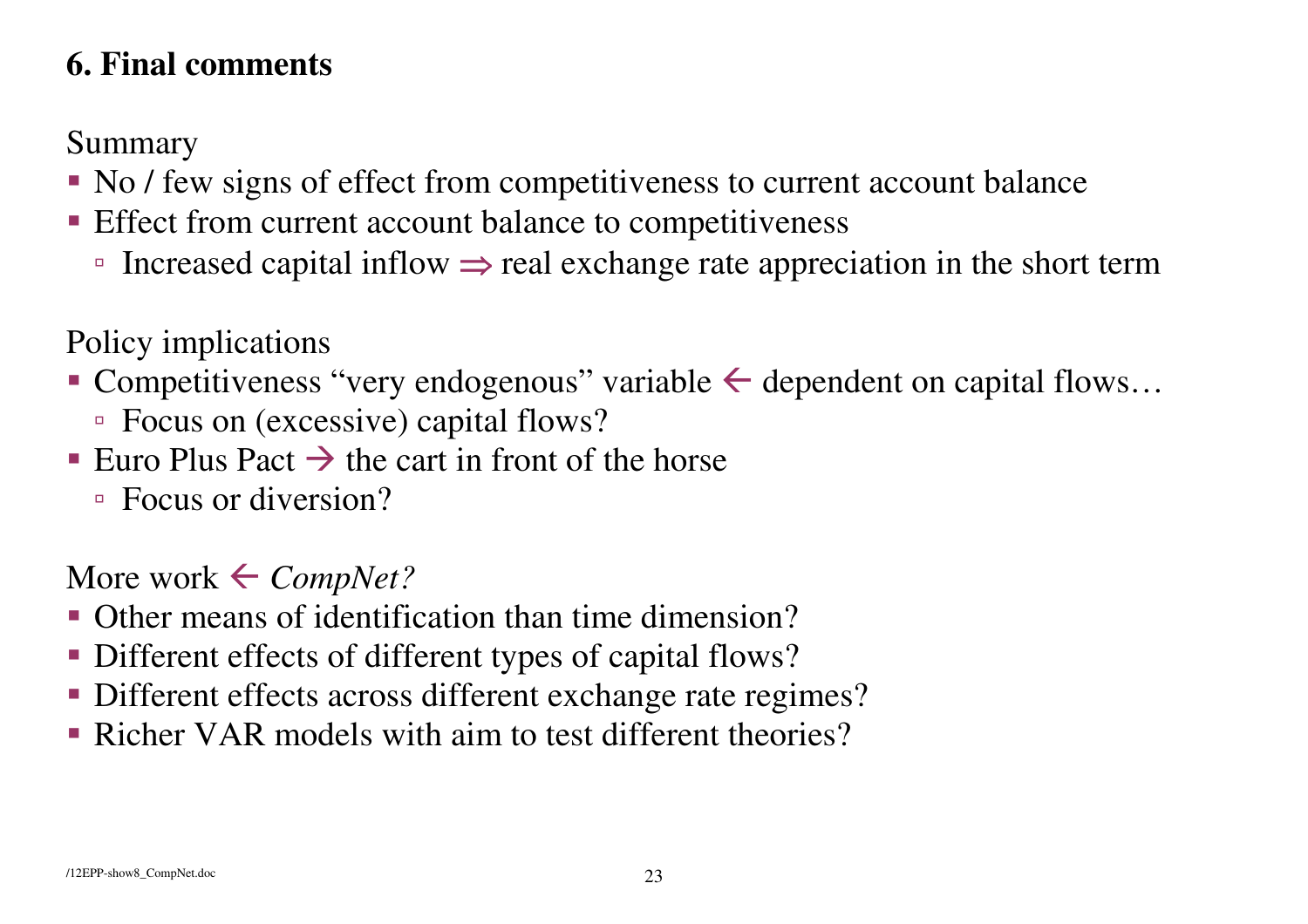## 6. Final comments

Summary

- No / few signs of effect from competitiveness to current account balance
- Effect from current account balance to competitiveness
  - Increased capital inflow $\Rightarrow$ real exchange rate appreciation in the short term

Policy implications

- Competitiveness "very endogenous" variable ← dependent on capital flows…
  - Focus on (excessive) capital flows?
- Euro Plus Pact → the cart in front of the horse
  - Focus or diversion?

More work ← *CompNet?*

- Other means of identification than time dimension?
- Different effects of different types of capital flows?
- Different effects across different exchange rate regimes?
- Richer VAR models with aim to test different theories?